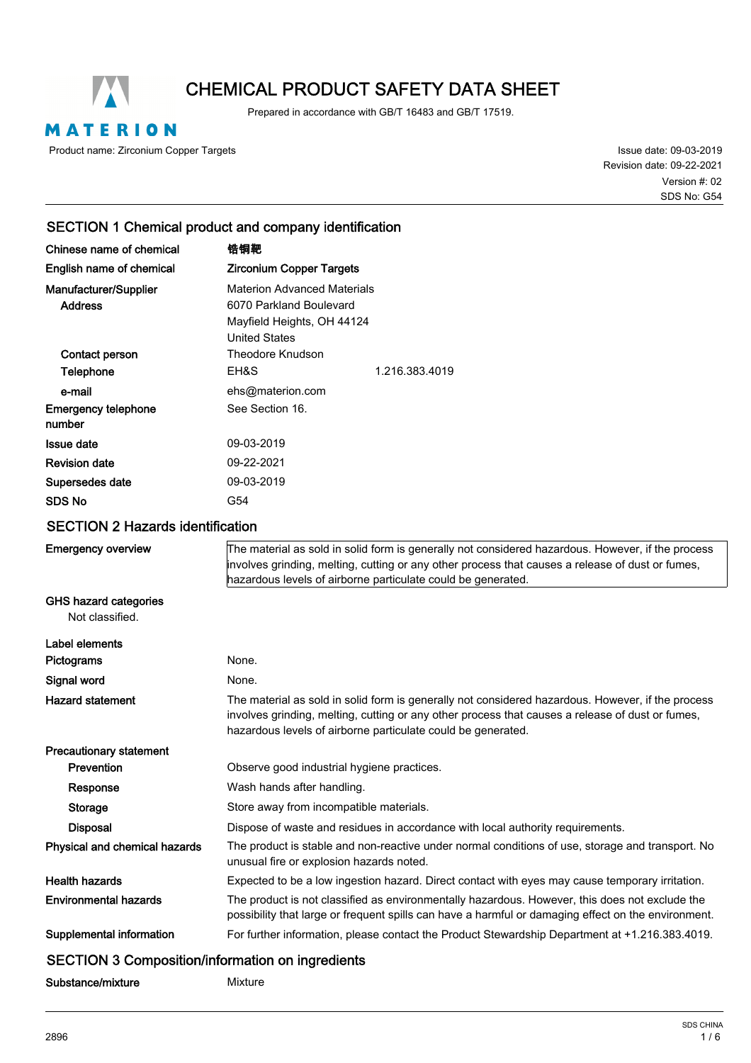# CHEMICAL PRODUCT SAFETY DATA SHEET

Prepared in accordance with GB/T 16483 and GB/T 17519.

MATERION

Product name: Zirconium Copper Targets

Issue date: 09-03-2019
Revision date: 09-22-2021
Version #: 02
SDS No: G54

## SECTION 1 Chemical product and company identification

| | | |
|---|---|---|
| **Chinese name of chemical** | **锆铜靶** | |
| **English name of chemical** | **Zirconium Copper Targets** | |
| **Manufacturer/Supplier** | Materion Advanced Materials | |
| **Address** | 6070 Parkland Boulevard<br>Mayfield Heights, OH 44124<br>United States | |
| **Contact person** | Theodore Knudson | |
| **Telephone** | EH&S | 1.216.383.4019 |
| **e-mail** | ehs@materion.com | |
| **Emergency telephone number** | See Section 16. | |
| **Issue date** | 09-03-2019 | |
| **Revision date** | 09-22-2021 | |
| **Supersedes date** | 09-03-2019 | |
| **SDS No** | G54 | |

## SECTION 2 Hazards identification

**Emergency overview**

The material as sold in solid form is generally not considered hazardous. However, if the process involves grinding, melting, cutting or any other process that causes a release of dust or fumes, hazardous levels of airborne particulate could be generated.

**GHS hazard categories**

Not classified.

**Label elements**

**Pictograms** None.

**Signal word** None.

**Hazard statement** The material as sold in solid form is generally not considered hazardous. However, if the process involves grinding, melting, cutting or any other process that causes a release of dust or fumes, hazardous levels of airborne particulate could be generated.

**Precautionary statement**

**Prevention** Observe good industrial hygiene practices.

**Response** Wash hands after handling.

**Storage** Store away from incompatible materials.

**Disposal** Dispose of waste and residues in accordance with local authority requirements.

**Physical and chemical hazards** The product is stable and non-reactive under normal conditions of use, storage and transport. No unusual fire or explosion hazards noted.

**Health hazards** Expected to be a low ingestion hazard. Direct contact with eyes may cause temporary irritation.

**Environmental hazards** The product is not classified as environmentally hazardous. However, this does not exclude the possibility that large or frequent spills can have a harmful or damaging effect on the environment.

**Supplemental information** For further information, please contact the Product Stewardship Department at +1.216.383.4019.

## SECTION 3 Composition/information on ingredients

**Substance/mixture** Mixture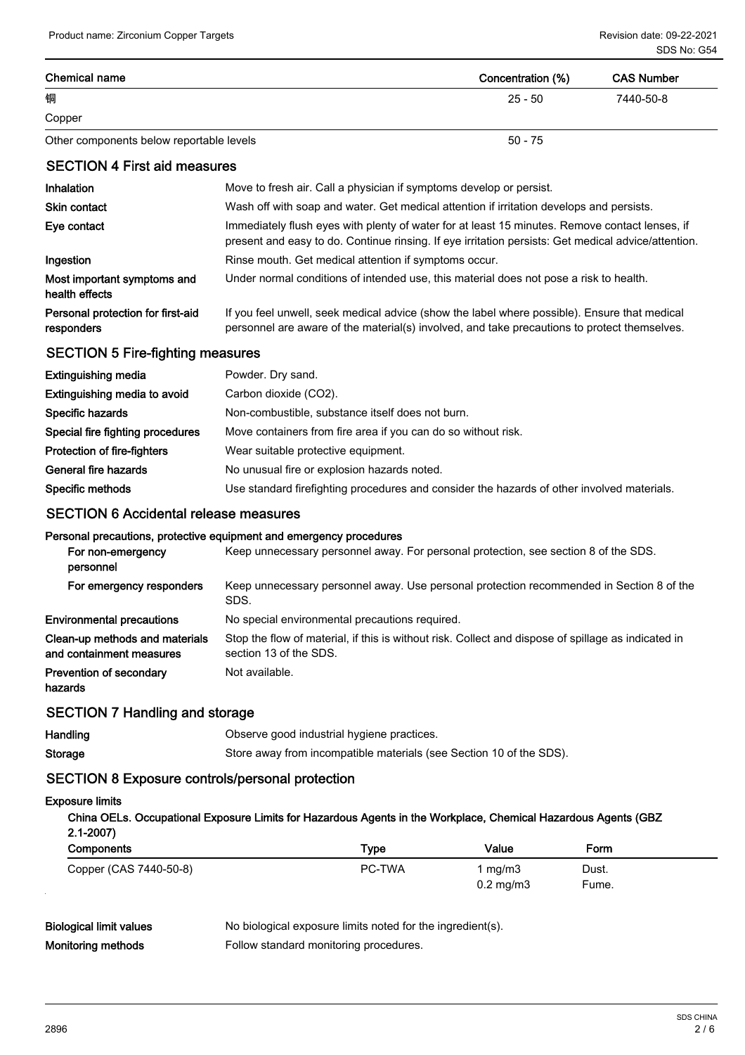| Chemical name | Concentration (%) | CAS Number |
| --- | --- | --- |
| 铜<br>Copper | 25 - 50 | 7440-50-8 |
| Other components below reportable levels | 50 - 75 | |

## SECTION 4 First aid measures

| | |
| --- | --- |
| **Inhalation** | Move to fresh air. Call a physician if symptoms develop or persist. |
| **Skin contact** | Wash off with soap and water. Get medical attention if irritation develops and persists. |
| **Eye contact** | Immediately flush eyes with plenty of water for at least 15 minutes. Remove contact lenses, if present and easy to do. Continue rinsing. If eye irritation persists: Get medical advice/attention. |
| **Ingestion** | Rinse mouth. Get medical attention if symptoms occur. |
| **Most important symptoms and health effects** | Under normal conditions of intended use, this material does not pose a risk to health. |
| **Personal protection for first-aid responders** | If you feel unwell, seek medical advice (show the label where possible). Ensure that medical personnel are aware of the material(s) involved, and take precautions to protect themselves. |

## SECTION 5 Fire-fighting measures

| | |
| --- | --- |
| **Extinguishing media** | Powder. Dry sand. |
| **Extinguishing media to avoid** | Carbon dioxide ($CO_2$). |
| **Specific hazards** | Non-combustible, substance itself does not burn. |
| **Special fire fighting procedures** | Move containers from fire area if you can do so without risk. |
| **Protection of fire-fighters** | Wear suitable protective equipment. |
| **General fire hazards** | No unusual fire or explosion hazards noted. |
| **Specific methods** | Use standard firefighting procedures and consider the hazards of other involved materials. |

## SECTION 6 Accidental release measures

**Personal precautions, protective equipment and emergency procedures**

| | |
| --- | --- |
| **For non-emergency personnel** | Keep unnecessary personnel away. For personal protection, see section 8 of the SDS. |
| **For emergency responders** | Keep unnecessary personnel away. Use personal protection recommended in Section 8 of the SDS. |
| **Environmental precautions** | No special environmental precautions required. |
| **Clean-up methods and materials and containment measures** | Stop the flow of material, if this is without risk. Collect and dispose of spillage as indicated in section 13 of the SDS. |
| **Prevention of secondary hazards** | Not available. |

## SECTION 7 Handling and storage

| | |
| --- | --- |
| **Handling** | Observe good industrial hygiene practices. |
| **Storage** | Store away from incompatible materials (see Section 10 of the SDS). |

## SECTION 8 Exposure controls/personal protection

**Exposure limits**

**China OELs. Occupational Exposure Limits for Hazardous Agents in the Workplace, Chemical Hazardous Agents (GBZ 2.1-2007)**

| Components | Type | Value | Form |
| --- | --- | --- | --- |
| Copper (CAS 7440-50-8) | PC-TWA | 1 mg/m3 | Dust. |
| | | 0.2 mg/m3 | Fume. |

| | |
| --- | --- |
| **Biological limit values** | No biological exposure limits noted for the ingredient(s). |
| **Monitoring methods** | Follow standard monitoring procedures. |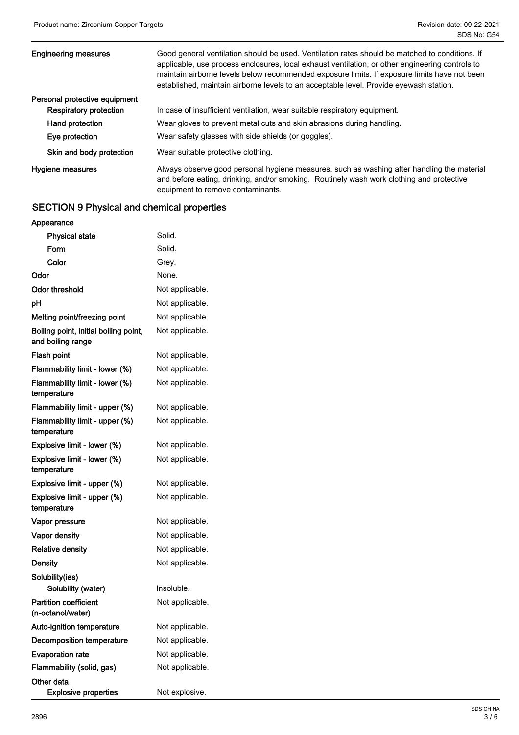| | |
|---|---|
| **Engineering measures** | Good general ventilation should be used. Ventilation rates should be matched to conditions. If applicable, use process enclosures, local exhaust ventilation, or other engineering controls to maintain airborne levels below recommended exposure limits. If exposure limits have not been established, maintain airborne levels to an acceptable level. Provide eyewash station. |
| **Personal protective equipment** | |
| **Respiratory protection** | In case of insufficient ventilation, wear suitable respiratory equipment. |
| **Hand protection** | Wear gloves to prevent metal cuts and skin abrasions during handling. |
| **Eye protection** | Wear safety glasses with side shields (or goggles). |
| **Skin and body protection** | Wear suitable protective clothing. |
| **Hygiene measures** | Always observe good personal hygiene measures, such as washing after handling the material and before eating, drinking, and/or smoking. Routinely wash work clothing and protective equipment to remove contaminants. |

## SECTION 9 Physical and chemical properties

| | |
|---|---|
| **Appearance** | |
| **Physical state** | Solid. |
| **Form** | Solid. |
| **Color** | Grey. |
| **Odor** | None. |
| **Odor threshold** | Not applicable. |
| **pH** | Not applicable. |
| **Melting point/freezing point** | Not applicable. |
| **Boiling point, initial boiling point, and boiling range** | Not applicable. |
| **Flash point** | Not applicable. |
| **Flammability limit - lower (%)** | Not applicable. |
| **Flammability limit - lower (%) temperature** | Not applicable. |
| **Flammability limit - upper (%)** | Not applicable. |
| **Flammability limit - upper (%) temperature** | Not applicable. |
| **Explosive limit - lower (%)** | Not applicable. |
| **Explosive limit - lower (%) temperature** | Not applicable. |
| **Explosive limit - upper (%)** | Not applicable. |
| **Explosive limit - upper (%) temperature** | Not applicable. |
| **Vapor pressure** | Not applicable. |
| **Vapor density** | Not applicable. |
| **Relative density** | Not applicable. |
| **Density** | Not applicable. |
| **Solubility(ies)** | |
| **Solubility (water)** | Insoluble. |
| **Partition coefficient (n-octanol/water)** | Not applicable. |
| **Auto-ignition temperature** | Not applicable. |
| **Decomposition temperature** | Not applicable. |
| **Evaporation rate** | Not applicable. |
| **Flammability (solid, gas)** | Not applicable. |
| **Other data** | |
| **Explosive properties** | Not explosive. |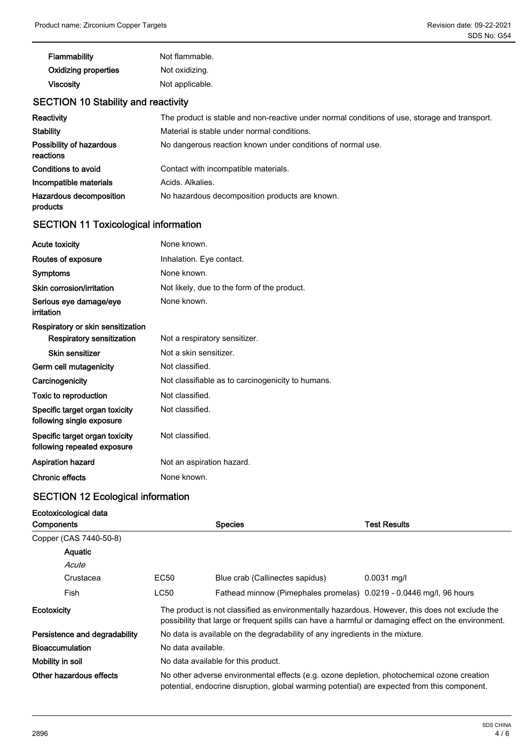| | |
|---|---|
| **Flammability** | Not flammable. |
| **Oxidizing properties** | Not oxidizing. |
| **Viscosity** | Not applicable. |

## SECTION 10 Stability and reactivity

| | |
|---|---|
| **Reactivity** | The product is stable and non-reactive under normal conditions of use, storage and transport. |
| **Stability** | Material is stable under normal conditions. |
| **Possibility of hazardous reactions** | No dangerous reaction known under conditions of normal use. |
| **Conditions to avoid** | Contact with incompatible materials. |
| **Incompatible materials** | Acids. Alkalies. |
| **Hazardous decomposition products** | No hazardous decomposition products are known. |

## SECTION 11 Toxicological information

| | |
|---|---|
| **Acute toxicity** | None known. |
| **Routes of exposure** | Inhalation. Eye contact. |
| **Symptoms** | None known. |
| **Skin corrosion/irritation** | Not likely, due to the form of the product. |
| **Serious eye damage/eye irritation** | None known. |
| **Respiratory or skin sensitization** | |
| **Respiratory sensitization** | Not a respiratory sensitizer. |
| **Skin sensitizer** | Not a skin sensitizer. |
| **Germ cell mutagenicity** | Not classified. |
| **Carcinogenicity** | Not classifiable as to carcinogenicity to humans. |
| **Toxic to reproduction** | Not classified. |
| **Specific target organ toxicity following single exposure** | Not classified. |
| **Specific target organ toxicity following repeated exposure** | Not classified. |
| **Aspiration hazard** | Not an aspiration hazard. |
| **Chronic effects** | None known. |

## SECTION 12 Ecological information

**Ecotoxicological data**

| Components | | Species | Test Results |
|---|---|---|---|
| Copper (CAS 7440-50-8) | | | |
| **Aquatic** | | | |
| *Acute* | | | |
| Crustacea | EC50 | Blue crab (Callinectes sapidus) | 0.0031 mg/l |
| Fish | LC50 | Fathead minnow (Pimephales promelas) | 0.0219 - 0.0446 mg/l, 96 hours |

| | |
|---|---|
| **Ecotoxicity** | The product is not classified as environmentally hazardous. However, this does not exclude the possibility that large or frequent spills can have a harmful or damaging effect on the environment. |
| **Persistence and degradability** | No data is available on the degradability of any ingredients in the mixture. |
| **Bioaccumulation** | No data available. |
| **Mobility in soil** | No data available for this product. |
| **Other hazardous effects** | No other adverse environmental effects (e.g. ozone depletion, photochemical ozone creation potential, endocrine disruption, global warming potential) are expected from this component. |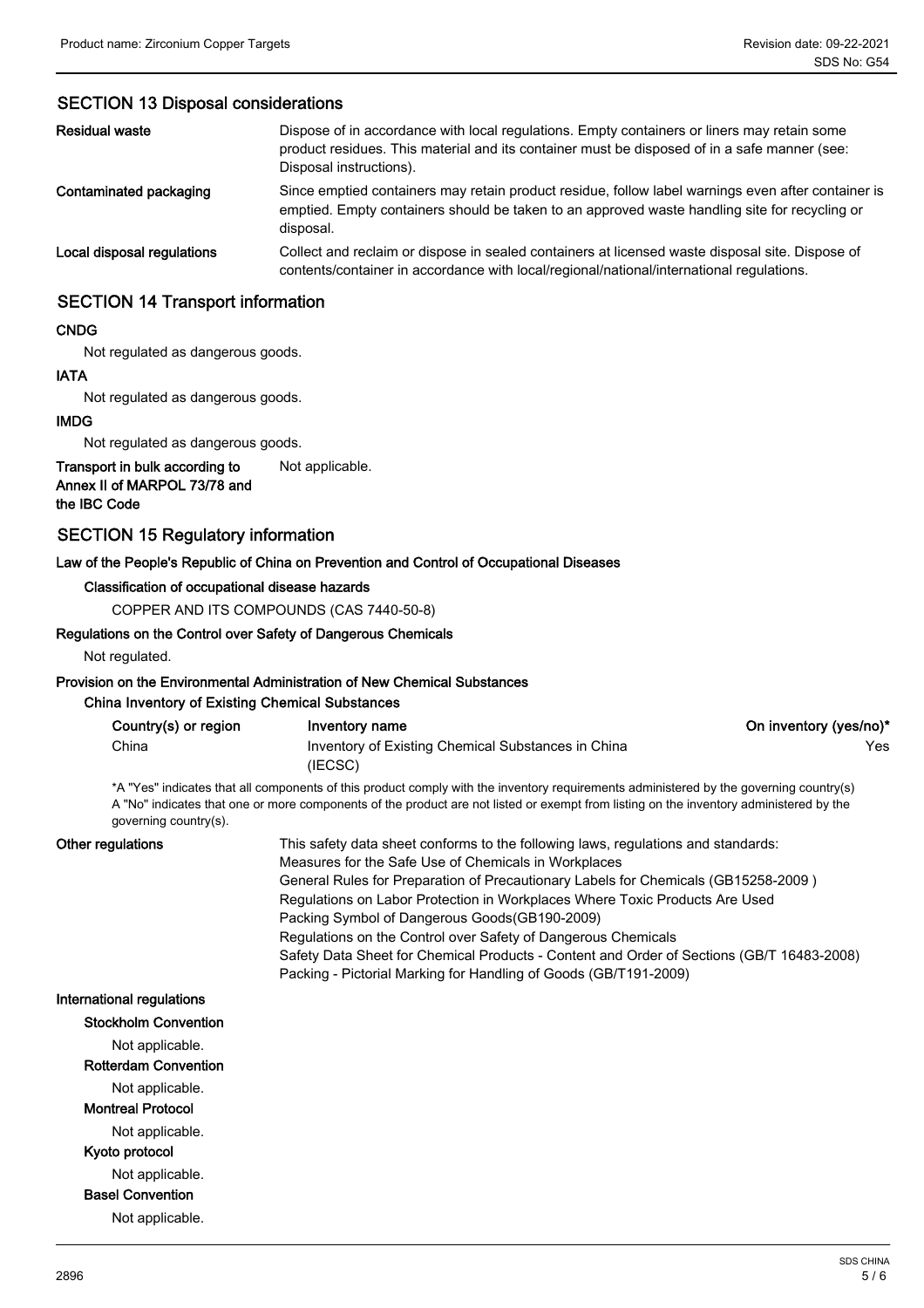## SECTION 13 Disposal considerations

**Residual waste**

Dispose of in accordance with local regulations. Empty containers or liners may retain some product residues. This material and its container must be disposed of in a safe manner (see: Disposal instructions).

**Contaminated packaging**

Since emptied containers may retain product residue, follow label warnings even after container is emptied. Empty containers should be taken to an approved waste handling site for recycling or disposal.

**Local disposal regulations**

Collect and reclaim or dispose in sealed containers at licensed waste disposal site. Dispose of contents/container in accordance with local/regional/national/international regulations.

## SECTION 14 Transport information

**CNDG**

Not regulated as dangerous goods.

**IATA**

Not regulated as dangerous goods.

**IMDG**

Not regulated as dangerous goods.

**Transport in bulk according to Annex II of MARPOL 73/78 and the IBC Code**

Not applicable.

## SECTION 15 Regulatory information

**Law of the People's Republic of China on Prevention and Control of Occupational Diseases**

**Classification of occupational disease hazards**

COPPER AND ITS COMPOUNDS (CAS 7440-50-8)

**Regulations on the Control over Safety of Dangerous Chemicals**

Not regulated.

**Provision on the Environmental Administration of New Chemical Substances**

**China Inventory of Existing Chemical Substances**

| Country(s) or region | Inventory name | On inventory (yes/no)* |
|---|---|---|
| China | Inventory of Existing Chemical Substances in China (IECSC) | Yes |

*A "Yes" indicates that all components of this product comply with the inventory requirements administered by the governing country(s)
A "No" indicates that one or more components of the product are not listed or exempt from listing on the inventory administered by the governing country(s).

**Other regulations**

This safety data sheet conforms to the following laws, regulations and standards:
Measures for the Safe Use of Chemicals in Workplaces
General Rules for Preparation of Precautionary Labels for Chemicals (GB15258-2009 )
Regulations on Labor Protection in Workplaces Where Toxic Products Are Used
Packing Symbol of Dangerous Goods(GB190-2009)
Regulations on the Control over Safety of Dangerous Chemicals
Safety Data Sheet for Chemical Products - Content and Order of Sections (GB/T 16483-2008)
Packing - Pictorial Marking for Handling of Goods (GB/T191-2009)

**International regulations**

**Stockholm Convention**

Not applicable.

**Rotterdam Convention**

Not applicable.

**Montreal Protocol**

Not applicable.

**Kyoto protocol**

Not applicable.

**Basel Convention**

Not applicable.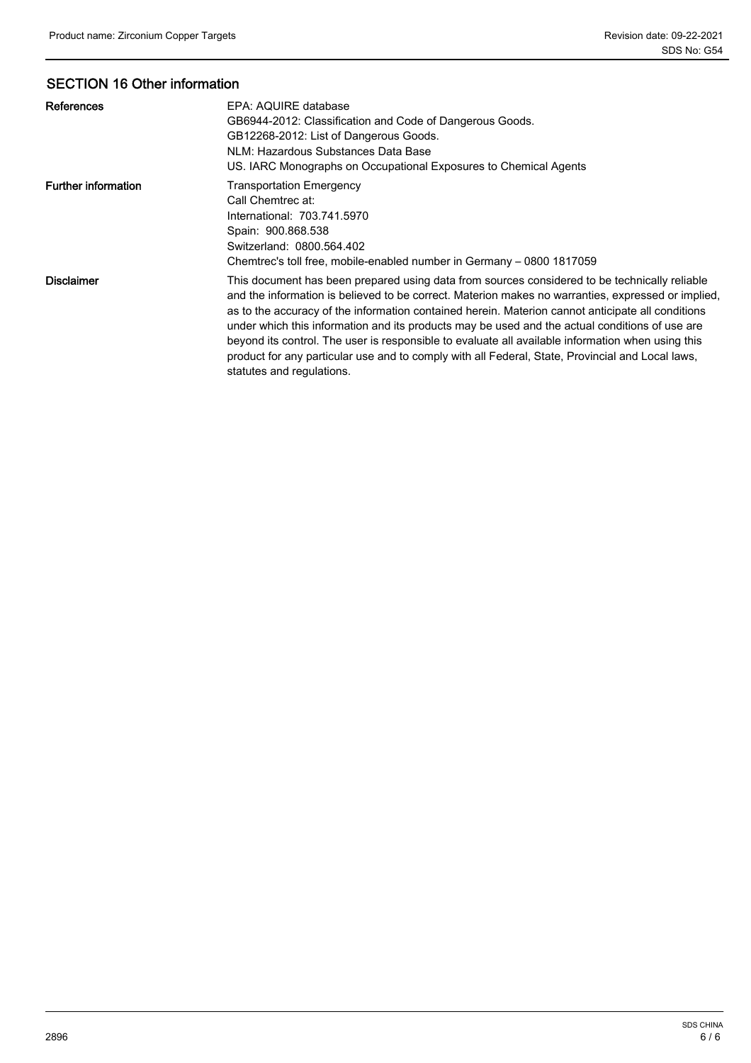## SECTION 16 Other information

| | |
|---|---|
| **References** | EPA: AQUIRE database<br>GB6944-2012: Classification and Code of Dangerous Goods.<br>GB12268-2012: List of Dangerous Goods.<br>NLM: Hazardous Substances Data Base<br>US. IARC Monographs on Occupational Exposures to Chemical Agents |
| **Further information** | Transportation Emergency<br>Call Chemtrec at:<br>International: 703.741.5970<br>Spain: 900.868.538<br>Switzerland: 0800.564.402<br>Chemtrec's toll free, mobile-enabled number in Germany – 0800 1817059 |
| **Disclaimer** | This document has been prepared using data from sources considered to be technically reliable and the information is believed to be correct. Materion makes no warranties, expressed or implied, as to the accuracy of the information contained herein. Materion cannot anticipate all conditions under which this information and its products may be used and the actual conditions of use are beyond its control. The user is responsible to evaluate all available information when using this product for any particular use and to comply with all Federal, State, Provincial and Local laws, statutes and regulations. |